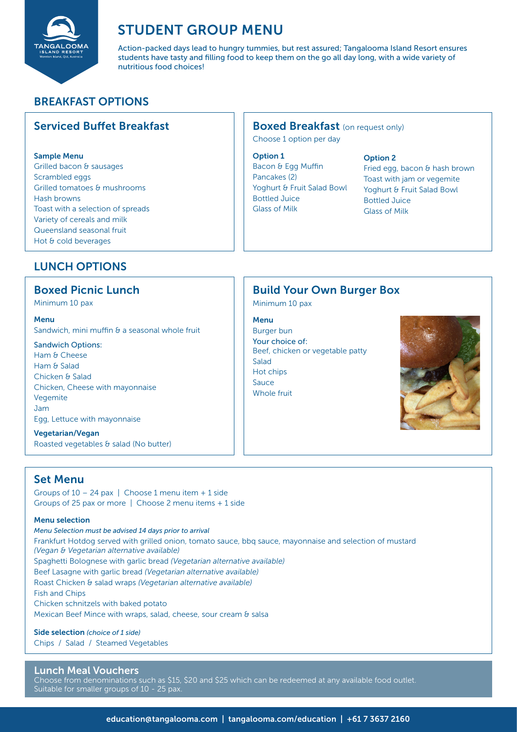# STUDENT GROUP MENU

Action-packed days lead to hungry tummies, but rest assured; Tangalooma Island Resort ensures students have tasty and filling food to keep them on the go all day long, with a wide variety of nutritious food choices!

## BREAKFAST OPTIONS

### Serviced Buffet Breakfast

**Sample Menu**

Grilled bacon & sausages
Scrambled eggs
Grilled tomatoes & mushrooms
Hash browns
Toast with a selection of spreads
Variety of cereals and milk
Queensland seasonal fruit
Hot & cold beverages

### Boxed Breakfast (on request only)

Choose 1 option per day

**Option 1**

Bacon & Egg Muffin
Pancakes (2)
Yoghurt & Fruit Salad Bowl
Bottled Juice
Glass of Milk

**Option 2**

Fried egg, bacon & hash brown
Toast with jam or vegemite
Yoghurt & Fruit Salad Bowl
Bottled Juice
Glass of Milk

## LUNCH OPTIONS

### Boxed Picnic Lunch

Minimum 10 pax

**Menu**

Sandwich, mini muffin & a seasonal whole fruit

Sandwich Options:

Ham & Cheese
Ham & Salad
Chicken & Salad
Chicken, Cheese with mayonnaise
Vegemite
Jam
Egg, Lettuce with mayonnaise

**Vegetarian/Vegan**

Roasted vegetables & salad (No butter)

### Build Your Own Burger Box

Minimum 10 pax

**Menu**

Burger bun
Your choice of:
Beef, chicken or vegetable patty
Salad
Hot chips
Sauce
Whole fruit

### Set Menu

Groups of 10 – 24 pax | Choose 1 menu item + 1 side
Groups of 25 pax or more | Choose 2 menu items + 1 side

**Menu selection**

*Menu Selection must be advised 14 days prior to arrival*

Frankfurt Hotdog served with grilled onion, tomato sauce, bbq sauce, mayonnaise and selection of mustard *(Vegan & Vegetarian alternative available)*
Spaghetti Bolognese with garlic bread *(Vegetarian alternative available)*
Beef Lasagne with garlic bread *(Vegetarian alternative available)*
Roast Chicken & salad wraps *(Vegetarian alternative available)*
Fish and Chips
Chicken schnitzels with baked potato
Mexican Beef Mince with wraps, salad, cheese, sour cream & salsa

**Side selection** *(choice of 1 side)*

Chips / Salad / Steamed Vegetables

### Lunch Meal Vouchers

Choose from denominations such as $15, $20 and $25 which can be redeemed at any available food outlet. Suitable for smaller groups of 10 - 25 pax.

education@tangalooma.com | tangalooma.com/education | +61 7 3637 2160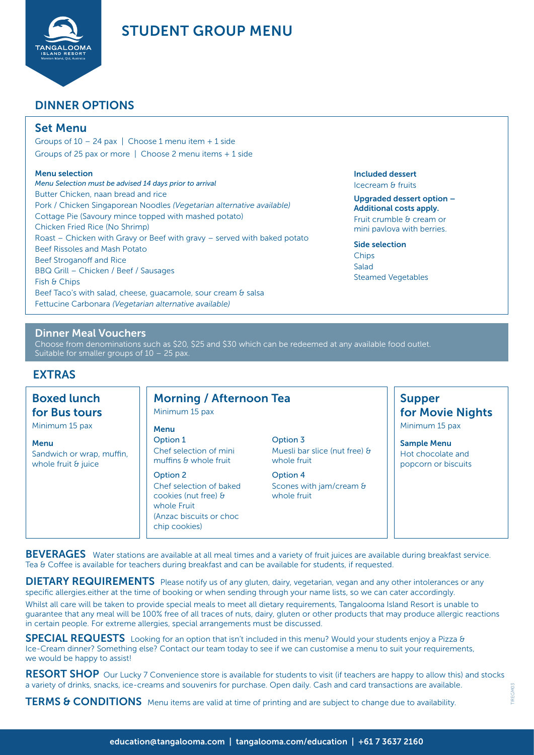# STUDENT GROUP MENU

## DINNER OPTIONS

### Set Menu

Groups of 10 – 24 pax | Choose 1 menu item + 1 side

Groups of 25 pax or more | Choose 2 menu items + 1 side

**Menu selection**

*Menu Selection must be advised 14 days prior to arrival*

Butter Chicken, naan bread and rice

Pork / Chicken Singaporean Noodles *(Vegetarian alternative available)*

Cottage Pie (Savoury mince topped with mashed potato)

Chicken Fried Rice (No Shrimp)

Roast – Chicken with Gravy or Beef with gravy – served with baked potato

Beef Rissoles and Mash Potato

Beef Stroganoff and Rice

BBQ Grill – Chicken / Beef / Sausages

Fish & Chips

Beef Taco's with salad, cheese, guacamole, sour cream & salsa

Fettucine Carbonara *(Vegetarian alternative available)*

**Included dessert**

Icecream & fruits

**Upgraded dessert option – Additional costs apply.**

Fruit crumble & cream or mini pavlova with berries.

**Side selection**

Chips

Salad

Steamed Vegetables

### Dinner Meal Vouchers

Choose from denominations such as $20, $25 and $30 which can be redeemed at any available food outlet. Suitable for smaller groups of 10 – 25 pax.

## EXTRAS

### Boxed lunch for Bus tours

Minimum 15 pax

**Menu**

Sandwich or wrap, muffin, whole fruit & juice

### Morning / Afternoon Tea

Minimum 15 pax

**Menu**

Option 1

Chef selection of mini muffins & whole fruit

Option 2

Chef selection of baked cookies (nut free) & whole Fruit (Anzac biscuits or choc chip cookies)

Option 3

Muesli bar slice (nut free) & whole fruit

Option 4

Scones with jam/cream & whole fruit

### Supper for Movie Nights

Minimum 15 pax

**Sample Menu**

Hot chocolate and popcorn or biscuits

**BEVERAGES** Water stations are available at all meal times and a variety of fruit juices are available during breakfast service. Tea & Coffee is available for teachers during breakfast and can be available for students, if requested.

**DIETARY REQUIREMENTS** Please notify us of any gluten, dairy, vegetarian, vegan and any other intolerances or any specific allergies.either at the time of booking or when sending through your name lists, so we can cater accordingly.

Whilst all care will be taken to provide special meals to meet all dietary requirements, Tangalooma Island Resort is unable to guarantee that any meal will be 100% free of all traces of nuts, dairy, gluten or other products that may produce allergic reactions in certain people. For extreme allergies, special arrangements must be discussed.

**SPECIAL REQUESTS** Looking for an option that isn't included in this menu? Would your students enjoy a Pizza & Ice-Cream dinner? Something else? Contact our team today to see if we can customise a menu to suit your requirements, we would be happy to assist!

**RESORT SHOP** Our Lucky 7 Convenience store is available for students to visit (if teachers are happy to allow this) and stocks a variety of drinks, snacks, ice-creams and souvenirs for purchase. Open daily. Cash and card transactions are available.

**TERMS & CONDITIONS** Menu items are valid at time of printing and are subject to change due to availability.

education@tangalooma.com | tangalooma.com/education | +61 7 3637 2160